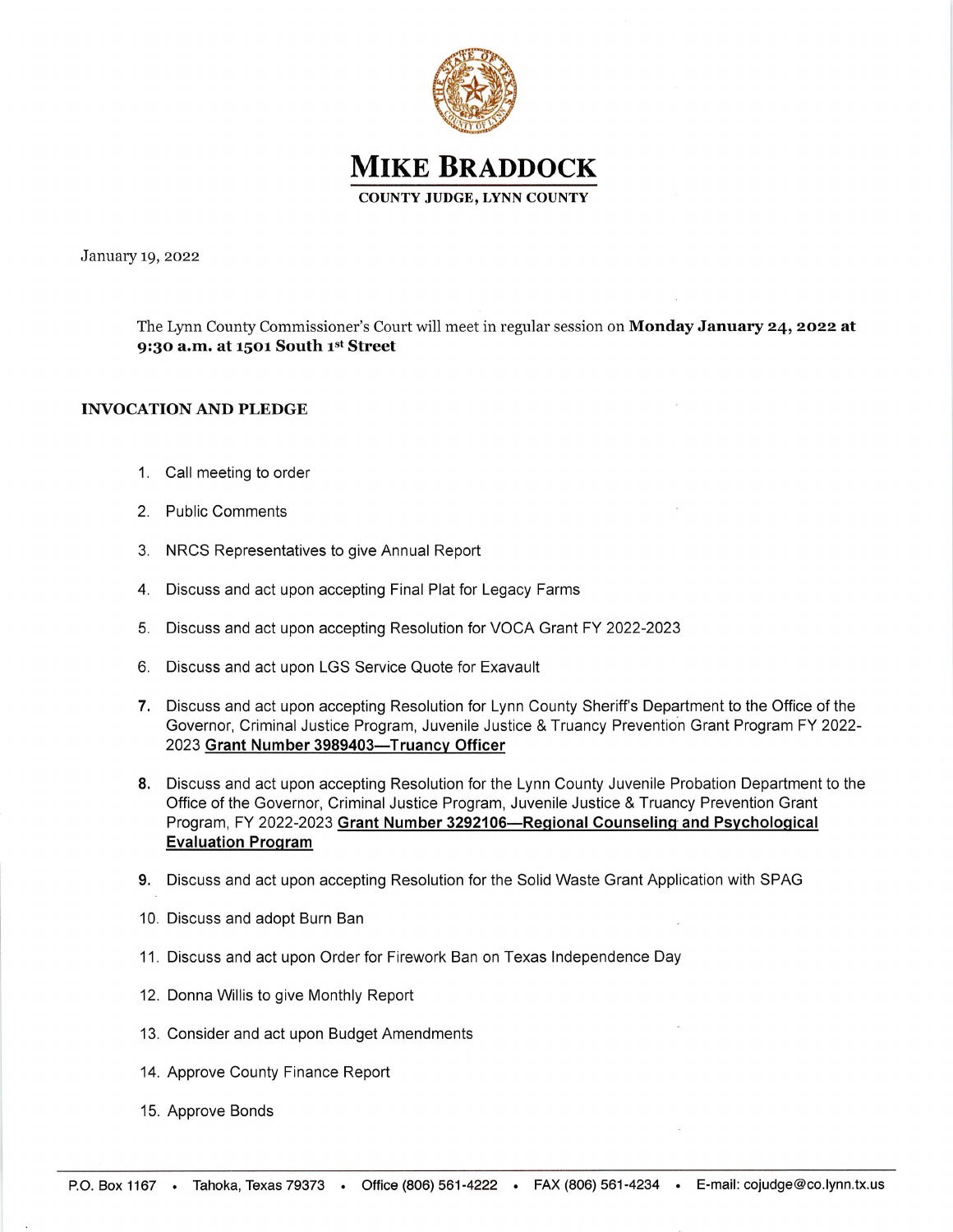# MIKE BRADDOCK

**COUNTY JUDGE, LYNN COUNTY**

January 19, 2022

The Lynn County Commissioner's Court will meet in regular session on **Monday January 24, 2022 at 9:30 a.m. at 1501 South 1st Street**

**INVOCATION AND PLEDGE**

1. Call meeting to order
2. Public Comments
3. NRCS Representatives to give Annual Report
4. Discuss and act upon accepting Final Plat for Legacy Farms
5. Discuss and act upon accepting Resolution for VOCA Grant FY 2022-2023
6. Discuss and act upon LGS Service Quote for Exavault
7. Discuss and act upon accepting Resolution for Lynn County Sheriff's Department to the Office of the Governor, Criminal Justice Program, Juvenile Justice & Truancy Prevention Grant Program FY 2022-2023 **Grant Number 3989403—Truancy Officer**
8. Discuss and act upon accepting Resolution for the Lynn County Juvenile Probation Department to the Office of the Governor, Criminal Justice Program, Juvenile Justice & Truancy Prevention Grant Program, FY 2022-2023 **Grant Number 3292106—Regional Counseling and Psychological Evaluation Program**
9. Discuss and act upon accepting Resolution for the Solid Waste Grant Application with SPAG
10. Discuss and adopt Burn Ban
11. Discuss and act upon Order for Firework Ban on Texas Independence Day
12. Donna Willis to give Monthly Report
13. Consider and act upon Budget Amendments
14. Approve County Finance Report
15. Approve Bonds

P.O. Box 1167 • Tahoka, Texas 79373 • Office (806) 561-4222 • FAX (806) 561-4234 • E-mail: cojudge@co.lynn.tx.us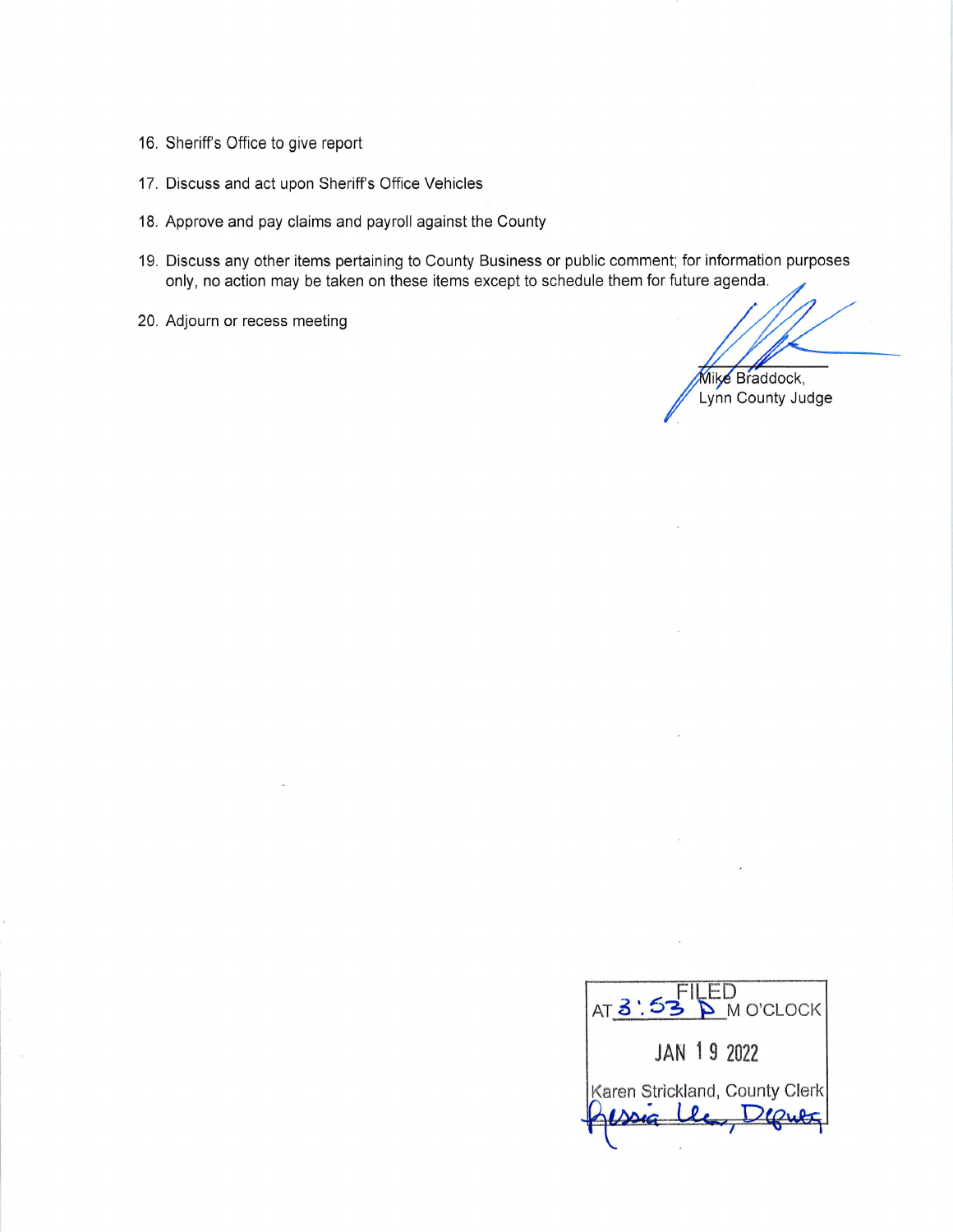16. Sheriff's Office to give report

17. Discuss and act upon Sheriff's Office Vehicles

18. Approve and pay claims and payroll against the County

19. Discuss any other items pertaining to County Business or public comment; for information purposes only, no action may be taken on these items except to schedule them for future agenda.

20. Adjourn or recess meeting

Mike Braddock,
Lynn County Judge

FILED
AT 3:53 P M O'CLOCK

JAN 19 2022

Karen Strickland, County Clerk
Jessica Lee, Deputy